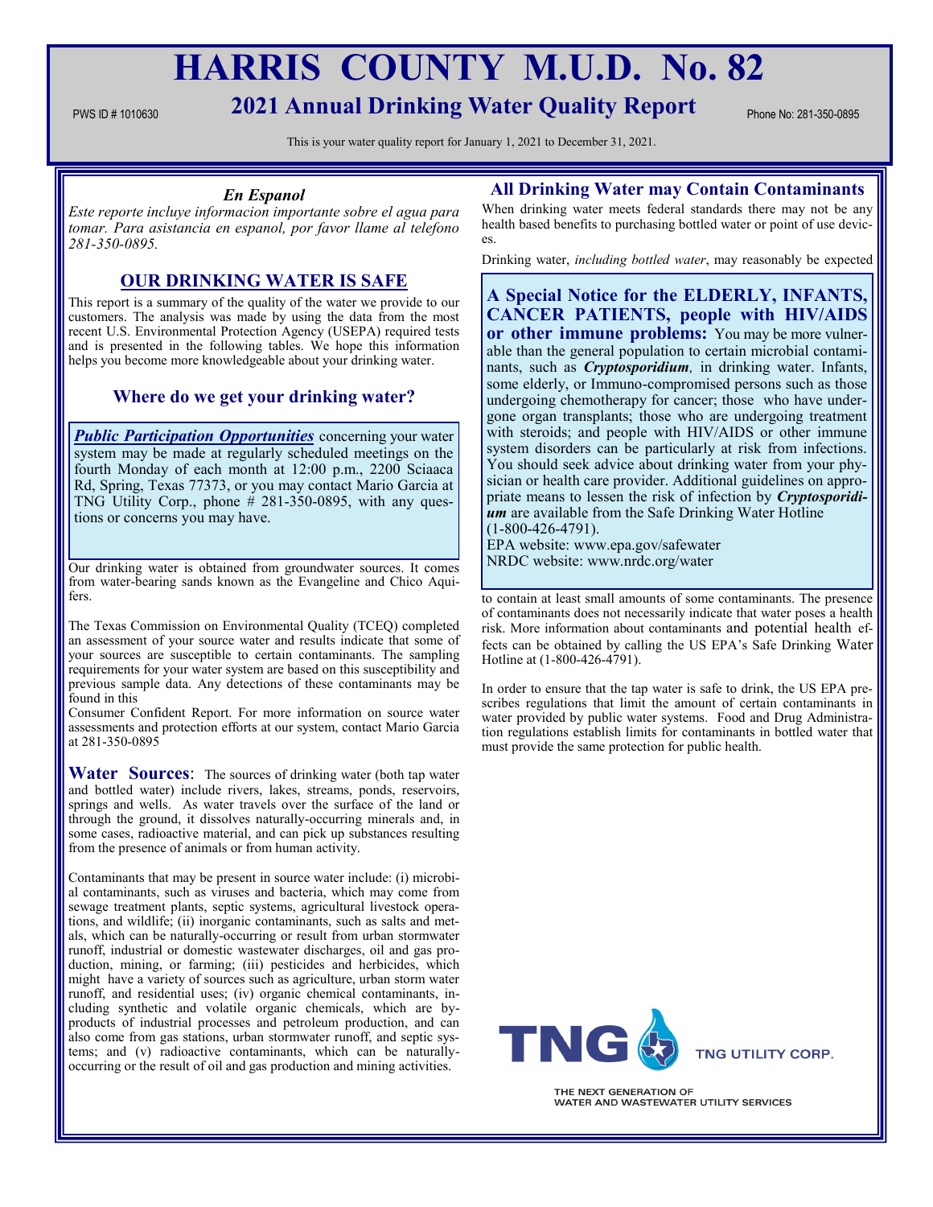# HARRIS COUNTY M.U.D. No. 82

PWS ID # 1010630

## 2021 Annual Drinking Water Quality Report

Phone No: 281-350-0895

This is your water quality report for January 1, 2021 to December 31, 2021.

### *En Espanol*

*Este reporte incluye informacion importante sobre el agua para tomar. Para asistancia en espanol, por favor llame al telefono 281-350-0895.*

### OUR DRINKING WATER IS SAFE

This report is a summary of the quality of the water we provide to our customers. The analysis was made by using the data from the most recent U.S. Environmental Protection Agency (USEPA) required tests and is presented in the following tables. We hope this information helps you become more knowledgeable about your drinking water.

### Where do we get your drinking water?

***Public Participation Opportunities*** concerning your water system may be made at regularly scheduled meetings on the fourth Monday of each month at 12:00 p.m., 2200 Sciaaca Rd, Spring, Texas 77373, or you may contact Mario Garcia at TNG Utility Corp., phone # 281-350-0895, with any questions or concerns you may have.

Our drinking water is obtained from groundwater sources. It comes from water-bearing sands known as the Evangeline and Chico Aquifers.

The Texas Commission on Environmental Quality (TCEQ) completed an assessment of your source water and results indicate that some of your sources are susceptible to certain contaminants. The sampling requirements for your water system are based on this susceptibility and previous sample data. Any detections of these contaminants may be found in this

Consumer Confident Report. For more information on source water assessments and protection efforts at our system, contact Mario Garcia at 281-350-0895

**Water Sources**: The sources of drinking water (both tap water and bottled water) include rivers, lakes, streams, ponds, reservoirs, springs and wells. As water travels over the surface of the land or through the ground, it dissolves naturally-occurring minerals and, in some cases, radioactive material, and can pick up substances resulting from the presence of animals or from human activity.

Contaminants that may be present in source water include: (i) microbial contaminants, such as viruses and bacteria, which may come from sewage treatment plants, septic systems, agricultural livestock operations, and wildlife; (ii) inorganic contaminants, such as salts and metals, which can be naturally-occurring or result from urban stormwater runoff, industrial or domestic wastewater discharges, oil and gas production, mining, or farming; (iii) pesticides and herbicides, which might have a variety of sources such as agriculture, urban storm water runoff, and residential uses; (iv) organic chemical contaminants, including synthetic and volatile organic chemicals, which are by-products of industrial processes and petroleum production, and can also come from gas stations, urban stormwater runoff, and septic systems; and (v) radioactive contaminants, which can be naturally-occurring or the result of oil and gas production and mining activities.

### All Drinking Water may Contain Contaminants

When drinking water meets federal standards there may not be any health based benefits to purchasing bottled water or point of use devices.

Drinking water, *including bottled water*, may reasonably be expected to contain at least small amounts of some contaminants. The presence of contaminants does not necessarily indicate that water poses a health risk. More information about contaminants and potential health effects can be obtained by calling the US EPA's Safe Drinking Water Hotline at (1-800-426-4791).

**A Special Notice for the ELDERLY, INFANTS, CANCER PATIENTS, people with HIV/AIDS or other immune problems:** You may be more vulnerable than the general population to certain microbial contaminants, such as ***Cryptosporidium***, in drinking water. Infants, some elderly, or Immuno-compromised persons such as those undergoing chemotherapy for cancer; those who have undergone organ transplants; those who are undergoing treatment with steroids; and people with HIV/AIDS or other immune system disorders can be particularly at risk from infections. You should seek advice about drinking water from your physician or health care provider. Additional guidelines on appropriate means to lessen the risk of infection by ***Cryptosporidium*** are available from the Safe Drinking Water Hotline (1-800-426-4791).
EPA website: www.epa.gov/safewater
NRDC website: www.nrdc.org/water

In order to ensure that the tap water is safe to drink, the US EPA prescribes regulations that limit the amount of certain contaminants in water provided by public water systems. Food and Drug Administration regulations establish limits for contaminants in bottled water that must provide the same protection for public health.

TNG UTILITY CORP.

THE NEXT GENERATION OF WATER AND WASTEWATER UTILITY SERVICES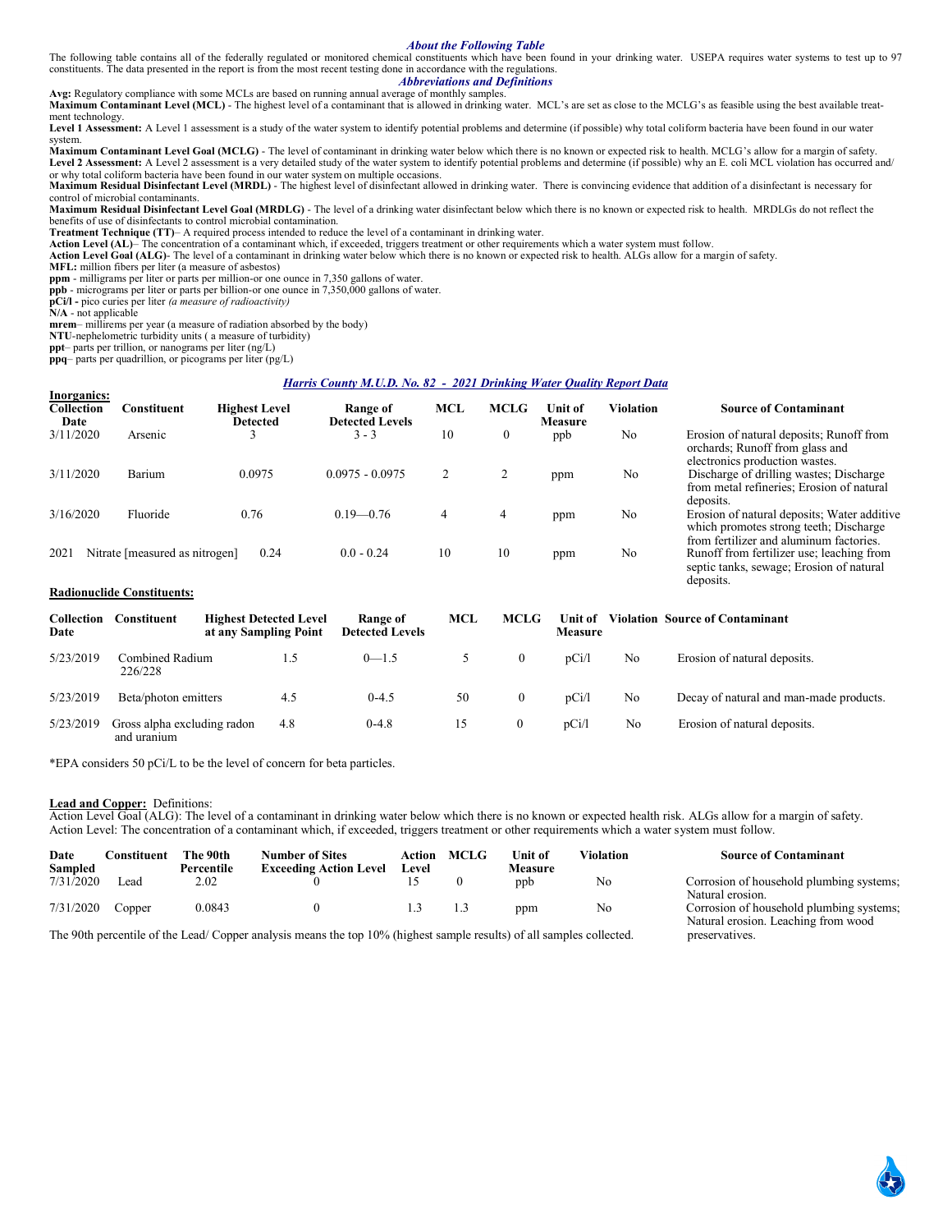### *About the Following Table*

The following table contains all of the federally regulated or monitored chemical constituents which have been found in your drinking water. USEPA requires water systems to test up to 97 constituents. The data presented in the report is from the most recent testing done in accordance with the regulations.

### *Abbreviations and Definitions*

**Avg:** Regulatory compliance with some MCLs are based on running annual average of monthly samples.
**Maximum Contaminant Level (MCL)** - The highest level of a contaminant that is allowed in drinking water. MCL's are set as close to the MCLG's as feasible using the best available treatment technology.
**Level 1 Assessment:** A Level 1 assessment is a study of the water system to identify potential problems and determine (if possible) why total coliform bacteria have been found in our water system.
**Maximum Contaminant Level Goal (MCLG)** - The level of contaminant in drinking water below which there is no known or expected risk to health. MCLG's allow for a margin of safety.
**Level 2 Assessment:** A Level 2 assessment is a very detailed study of the water system to identify potential problems and determine (if possible) why an E. coli MCL violation has occurred and/or why total coliform bacteria have been found in our water system on multiple occasions.
**Maximum Residual Disinfectant Level (MRDL)** - The highest level of disinfectant allowed in drinking water. There is convincing evidence that addition of a disinfectant is necessary for control of microbial contaminants.
**Maximum Residual Disinfectant Level Goal (MRDLG)** - The level of a drinking water disinfectant below which there is no known or expected risk to health. MRDLGs do not reflect the benefits of use of disinfectants to control microbial contamination.
**Treatment Technique (TT)**– A required process intended to reduce the level of a contaminant in drinking water.
**Action Level (AL)**– The concentration of a contaminant which, if exceeded, triggers treatment or other requirements which a water system must follow.
**Action Level Goal (ALG)**- The level of a contaminant in drinking water below which there is no known or expected risk to health. ALGs allow for a margin of safety.
**MFL:** million fibers per liter (a measure of asbestos)
**ppm** - milligrams per liter or parts per million-or one ounce in 7,350 gallons of water.
**ppb** - micrograms per liter or parts per billion-or one ounce in 7,350,000 gallons of water.
**pCi/l -** pico curies per liter *(a measure of radioactivity)*
**N/A** - not applicable
**mrem**– millirems per year (a measure of radiation absorbed by the body)
**NTU**-nephelometric turbidity units ( a measure of turbidity)
**ppt**– parts per trillion, or nanograms per liter (ng/L)
**ppq**– parts per quadrillion, or picograms per liter (pg/L)

### *Harris County M.U.D. No. 82 - 2021 Drinking Water Quality Report Data*

**Inorganics:**

| Collection Date | Constituent | Highest Level Detected | Range of Detected Levels | MCL | MCLG | Unit of Measure | Violation | Source of Contaminant |
|---|---|---|---|---|---|---|---|---|
| 3/11/2020 | Arsenic | 3 | 3 - 3 | 10 | 0 | ppb | No | Erosion of natural deposits; Runoff from orchards; Runoff from glass and electronics production wastes. |
| 3/11/2020 | Barium | 0.0975 | 0.0975 - 0.0975 | 2 | 2 | ppm | No | Discharge of drilling wastes; Discharge from metal refineries; Erosion of natural deposits. |
| 3/16/2020 | Fluoride | 0.76 | 0.19—0.76 | 4 | 4 | ppm | No | Erosion of natural deposits; Water additive which promotes strong teeth; Discharge from fertilizer and aluminum factories. |
| 2021 | Nitrate [measured as nitrogen] | 0.24 | 0.0 - 0.24 | 10 | 10 | ppm | No | Runoff from fertilizer use; leaching from septic tanks, sewage; Erosion of natural deposits. |

**Radionuclide Constituents:**

| Collection Date | Constituent | Highest Detected Level at any Sampling Point | Range of Detected Levels | MCL | MCLG | Unit of Measure | Violation | Source of Contaminant |
|---|---|---|---|---|---|---|---|---|
| 5/23/2019 | Combined Radium 226/228 | 1.5 | 0—1.5 | 5 | 0 | pCi/l | No | Erosion of natural deposits. |
| 5/23/2019 | Beta/photon emitters | 4.5 | 0-4.5 | 50 | 0 | pCi/l | No | Decay of natural and man-made products. |
| 5/23/2019 | Gross alpha excluding radon and uranium | 4.8 | 0-4.8 | 15 | 0 | pCi/l | No | Erosion of natural deposits. |

*EPA considers 50 pCi/L to be the level of concern for beta particles.

**Lead and Copper:** Definitions:
Action Level Goal (ALG): The level of a contaminant in drinking water below which there is no known or expected health risk. ALGs allow for a margin of safety.
Action Level: The concentration of a contaminant which, if exceeded, triggers treatment or other requirements which a water system must follow.

| Date Sampled | Constituent | The 90th Percentile | Number of Sites Exceeding Action Level | Action Level | MCLG | Unit of Measure | Violation | Source of Contaminant |
|---|---|---|---|---|---|---|---|---|
| 7/31/2020 | Lead | 2.02 | 0 | 15 | 0 | ppb | No | Corrosion of household plumbing systems; Natural erosion. |
| 7/31/2020 | Copper | 0.0843 | 0 | 1.3 | 1.3 | ppm | No | Corrosion of household plumbing systems; Natural erosion. Leaching from wood preservatives. |

The 90th percentile of the Lead/ Copper analysis means the top 10% (highest sample results) of all samples collected.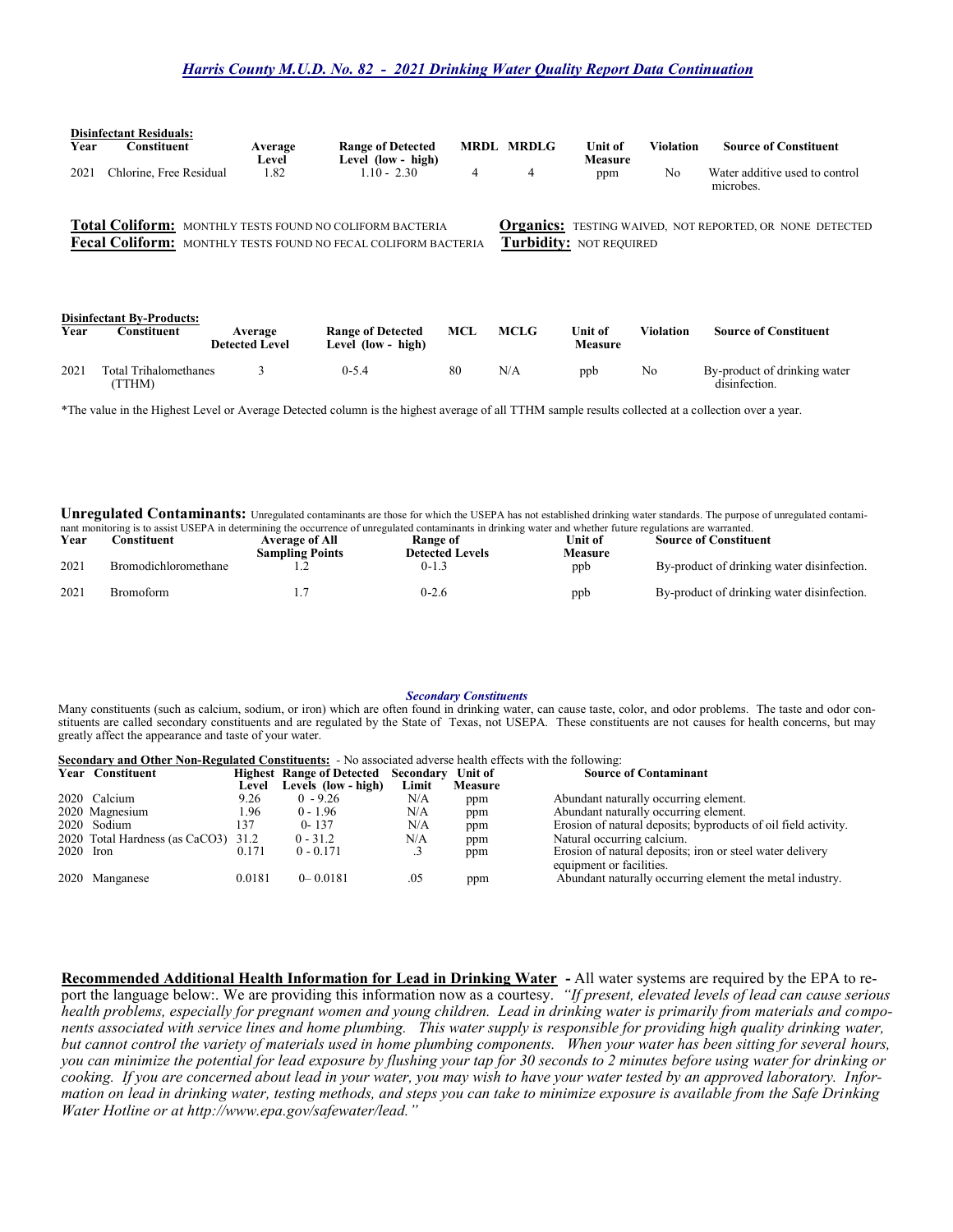## *Harris County M.U.D. No. 82 - 2021 Drinking Water Quality Report Data Continuation*

**Disinfectant Residuals:**

| Year | Constituent | Average Level | Range of Detected Level (low - high) | MRDL | MRDLG | Unit of Measure | Violation | Source of Constituent |
|---|---|---|---|---|---|---|---|---|
| 2021 | Chlorine, Free Residual | 1.82 | 1.10 - 2.30 | 4 | 4 | ppm | No | Water additive used to control microbes. |

**Total Coliform:** MONTHLY TESTS FOUND NO COLIFORM BACTERIA

**Fecal Coliform:** MONTHLY TESTS FOUND NO FECAL COLIFORM BACTERIA

**Organics:** TESTING WAIVED, NOT REPORTED, OR NONE DETECTED

**Turbidity:** NOT REQUIRED

**Disinfectant By-Products:**

| Year | Constituent | Average Detected Level | Range of Detected Level (low - high) | MCL | MCLG | Unit of Measure | Violation | Source of Constituent |
|---|---|---|---|---|---|---|---|---|
| 2021 | Total Trihalomethanes (TTHM) | 3 | 0-5.4 | 80 | N/A | ppb | No | By-product of drinking water disinfection. |

*The value in the Highest Level or Average Detected column is the highest average of all TTHM sample results collected at a collection over a year.

**Unregulated Contaminants:** Unregulated contaminants are those for which the USEPA has not established drinking water standards. The purpose of unregulated contaminant monitoring is to assist USEPA in determining the occurrence of unregulated contaminants in drinking water and whether future regulations are warranted.

| Year | Constituent | Average of All Sampling Points | Range of Detected Levels | Unit of Measure | Source of Constituent |
|---|---|---|---|---|---|
| 2021 | Bromodichloromethane | 1.2 | 0-1.3 | ppb | By-product of drinking water disinfection. |
| 2021 | Bromoform | 1.7 | 0-2.6 | ppb | By-product of drinking water disinfection. |

### *Secondary Constituents*

Many constituents (such as calcium, sodium, or iron) which are often found in drinking water, can cause taste, color, and odor problems. The taste and odor constituents are called secondary constituents and are regulated by the State of Texas, not USEPA. These constituents are not causes for health concerns, but may greatly affect the appearance and taste of your water.

**Secondary and Other Non-Regulated Constituents:** - No associated adverse health effects with the following:

| Year | Constituent | Highest Level | Range of Detected Levels (low - high) | Secondary Limit | Unit of Measure | Source of Contaminant |
|---|---|---|---|---|---|---|
| 2020 | Calcium | 9.26 | 0 - 9.26 | N/A | ppm | Abundant naturally occurring element. |
| 2020 | Magnesium | 1.96 | 0 - 1.96 | N/A | ppm | Abundant naturally occurring element. |
| 2020 | Sodium | 137 | 0- 137 | N/A | ppm | Erosion of natural deposits; byproducts of oil field activity. |
| 2020 | Total Hardness (as $CaCO_3$) | 31.2 | 0 - 31.2 | N/A | ppm | Natural occurring calcium. |
| 2020 | Iron | 0.171 | 0 - 0.171 | .3 | ppm | Erosion of natural deposits; iron or steel water delivery equipment or facilities. |
| 2020 | Manganese | 0.0181 | 0– 0.0181 | .05 | ppm | Abundant naturally occurring element the metal industry. |

**Recommended Additional Health Information for Lead in Drinking Water** - All water systems are required by the EPA to report the language below:. We are providing this information now as a courtesy. *"If present, elevated levels of lead can cause serious health problems, especially for pregnant women and young children. Lead in drinking water is primarily from materials and components associated with service lines and home plumbing. This water supply is responsible for providing high quality drinking water, but cannot control the variety of materials used in home plumbing components. When your water has been sitting for several hours, you can minimize the potential for lead exposure by flushing your tap for 30 seconds to 2 minutes before using water for drinking or cooking. If you are concerned about lead in your water, you may wish to have your water tested by an approved laboratory. Information on lead in drinking water, testing methods, and steps you can take to minimize exposure is available from the Safe Drinking Water Hotline or at http://www.epa.gov/safewater/lead."*